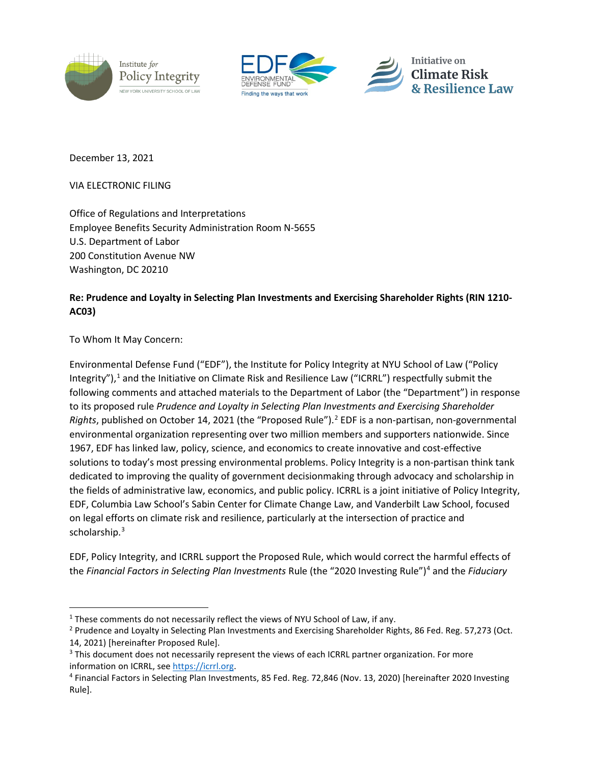Institute for Policy Integrity
NEW YORK UNIVERSITY SCHOOL OF LAW

EDF ENVIRONMENTAL DEFENSE FUND
Finding the ways that work

Initiative on Climate Risk & Resilience Law

December 13, 2021

VIA ELECTRONIC FILING

Office of Regulations and Interpretations
Employee Benefits Security Administration Room N-5655
U.S. Department of Labor
200 Constitution Avenue NW
Washington, DC 20210

**Re: Prudence and Loyalty in Selecting Plan Investments and Exercising Shareholder Rights (RIN 1210-AC03)**

To Whom It May Concern:

Environmental Defense Fund ("EDF"), the Institute for Policy Integrity at NYU School of Law ("Policy Integrity"),[1] and the Initiative on Climate Risk and Resilience Law ("ICRRL") respectfully submit the following comments and attached materials to the Department of Labor (the "Department") in response to its proposed rule *Prudence and Loyalty in Selecting Plan Investments and Exercising Shareholder Rights*, published on October 14, 2021 (the "Proposed Rule").[2] EDF is a non-partisan, non-governmental environmental organization representing over two million members and supporters nationwide. Since 1967, EDF has linked law, policy, science, and economics to create innovative and cost-effective solutions to today's most pressing environmental problems. Policy Integrity is a non-partisan think tank dedicated to improving the quality of government decisionmaking through advocacy and scholarship in the fields of administrative law, economics, and public policy. ICRRL is a joint initiative of Policy Integrity, EDF, Columbia Law School's Sabin Center for Climate Change Law, and Vanderbilt Law School, focused on legal efforts on climate risk and resilience, particularly at the intersection of practice and scholarship.[3]

EDF, Policy Integrity, and ICRRL support the Proposed Rule, which would correct the harmful effects of the *Financial Factors in Selecting Plan Investments* Rule (the "2020 Investing Rule")[4] and the *Fiduciary*

[1] These comments do not necessarily reflect the views of NYU School of Law, if any.

[2] Prudence and Loyalty in Selecting Plan Investments and Exercising Shareholder Rights, 86 Fed. Reg. 57,273 (Oct. 14, 2021) [hereinafter Proposed Rule].

[3] This document does not necessarily represent the views of each ICRRL partner organization. For more information on ICRRL, see https://icrrl.org.

[4] Financial Factors in Selecting Plan Investments, 85 Fed. Reg. 72,846 (Nov. 13, 2020) [hereinafter 2020 Investing Rule].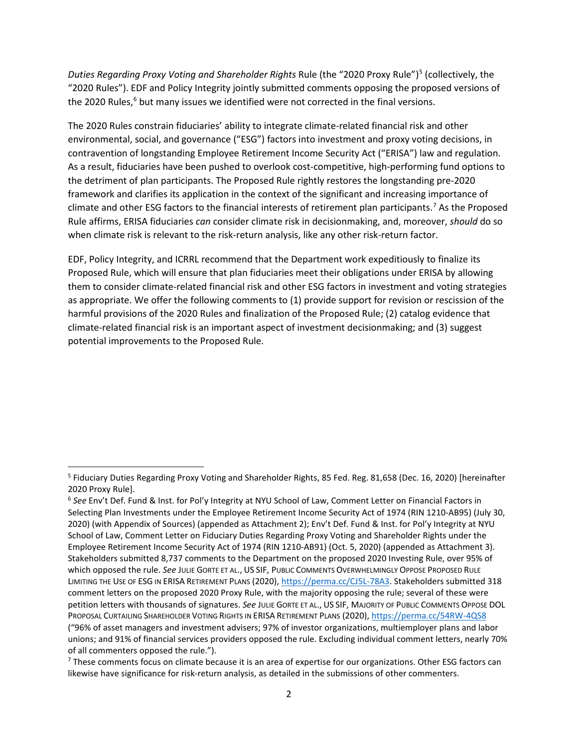*Duties Regarding Proxy Voting and Shareholder Rights* Rule (the "2020 Proxy Rule")[5] (collectively, the "2020 Rules"). EDF and Policy Integrity jointly submitted comments opposing the proposed versions of the 2020 Rules,[6] but many issues we identified were not corrected in the final versions.

The 2020 Rules constrain fiduciaries' ability to integrate climate-related financial risk and other environmental, social, and governance ("ESG") factors into investment and proxy voting decisions, in contravention of longstanding Employee Retirement Income Security Act ("ERISA") law and regulation. As a result, fiduciaries have been pushed to overlook cost-competitive, high-performing fund options to the detriment of plan participants. The Proposed Rule rightly restores the longstanding pre-2020 framework and clarifies its application in the context of the significant and increasing importance of climate and other ESG factors to the financial interests of retirement plan participants.[7] As the Proposed Rule affirms, ERISA fiduciaries *can* consider climate risk in decisionmaking, and, moreover, *should* do so when climate risk is relevant to the risk-return analysis, like any other risk-return factor.

EDF, Policy Integrity, and ICRRL recommend that the Department work expeditiously to finalize its Proposed Rule, which will ensure that plan fiduciaries meet their obligations under ERISA by allowing them to consider climate-related financial risk and other ESG factors in investment and voting strategies as appropriate. We offer the following comments to (1) provide support for revision or rescission of the harmful provisions of the 2020 Rules and finalization of the Proposed Rule; (2) catalog evidence that climate-related financial risk is an important aspect of investment decisionmaking; and (3) suggest potential improvements to the Proposed Rule.

---

[5] Fiduciary Duties Regarding Proxy Voting and Shareholder Rights, 85 Fed. Reg. 81,658 (Dec. 16, 2020) [hereinafter 2020 Proxy Rule].

[6] *See* Env't Def. Fund & Inst. for Pol'y Integrity at NYU School of Law, Comment Letter on Financial Factors in Selecting Plan Investments under the Employee Retirement Income Security Act of 1974 (RIN 1210-AB95) (July 30, 2020) (with Appendix of Sources) (appended as Attachment 2); Env't Def. Fund & Inst. for Pol'y Integrity at NYU School of Law, Comment Letter on Fiduciary Duties Regarding Proxy Voting and Shareholder Rights under the Employee Retirement Income Security Act of 1974 (RIN 1210-AB91) (Oct. 5, 2020) (appended as Attachment 3). Stakeholders submitted 8,737 comments to the Department on the proposed 2020 Investing Rule, over 95% of which opposed the rule. *See* JULIE GORTE ET AL., US SIF, PUBLIC COMMENTS OVERWHELMINGLY OPPOSE PROPOSED RULE LIMITING THE USE OF ESG IN ERISA RETIREMENT PLANS (2020), https://perma.cc/CJ5L-78A3. Stakeholders submitted 318 comment letters on the proposed 2020 Proxy Rule, with the majority opposing the rule; several of these were petition letters with thousands of signatures. *See* JULIE GORTE ET AL., US SIF, MAJORITY OF PUBLIC COMMENTS OPPOSE DOL PROPOSAL CURTAILING SHAREHOLDER VOTING RIGHTS IN ERISA RETIREMENT PLANS (2020), https://perma.cc/54RW-4QS8 ("96% of asset managers and investment advisers; 97% of investor organizations, multiemployer plans and labor unions; and 91% of financial services providers opposed the rule. Excluding individual comment letters, nearly 70% of all commenters opposed the rule.").

[7] These comments focus on climate because it is an area of expertise for our organizations. Other ESG factors can likewise have significance for risk-return analysis, as detailed in the submissions of other commenters.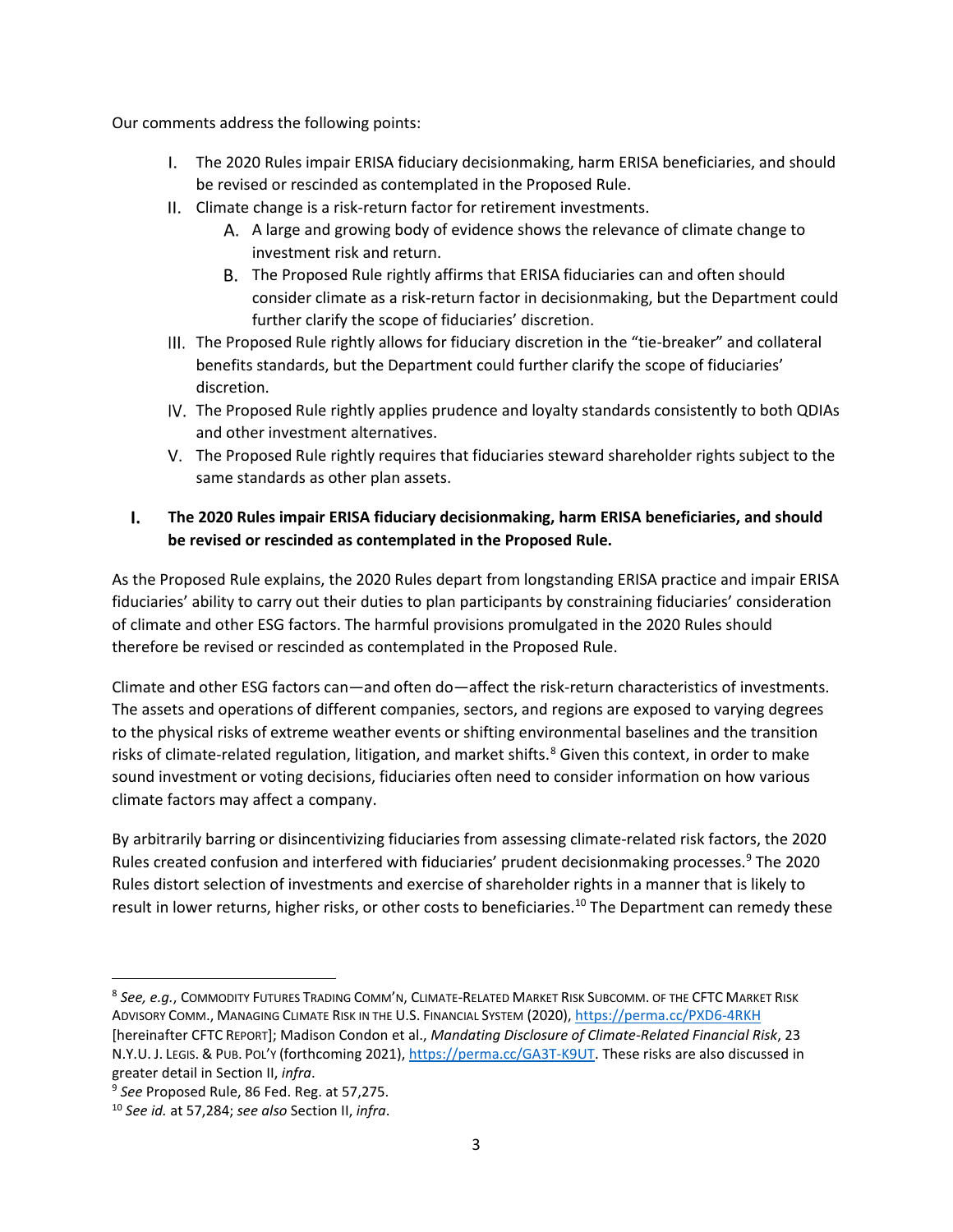Our comments address the following points:

I. The 2020 Rules impair ERISA fiduciary decisionmaking, harm ERISA beneficiaries, and should be revised or rescinded as contemplated in the Proposed Rule.

II. Climate change is a risk-return factor for retirement investments.

   A. A large and growing body of evidence shows the relevance of climate change to investment risk and return.

   B. The Proposed Rule rightly affirms that ERISA fiduciaries can and often should consider climate as a risk-return factor in decisionmaking, but the Department could further clarify the scope of fiduciaries' discretion.

III. The Proposed Rule rightly allows for fiduciary discretion in the "tie-breaker" and collateral benefits standards, but the Department could further clarify the scope of fiduciaries' discretion.

IV. The Proposed Rule rightly applies prudence and loyalty standards consistently to both QDIAs and other investment alternatives.

V. The Proposed Rule rightly requires that fiduciaries steward shareholder rights subject to the same standards as other plan assets.

## I. The 2020 Rules impair ERISA fiduciary decisionmaking, harm ERISA beneficiaries, and should be revised or rescinded as contemplated in the Proposed Rule.

As the Proposed Rule explains, the 2020 Rules depart from longstanding ERISA practice and impair ERISA fiduciaries' ability to carry out their duties to plan participants by constraining fiduciaries' consideration of climate and other ESG factors. The harmful provisions promulgated in the 2020 Rules should therefore be revised or rescinded as contemplated in the Proposed Rule.

Climate and other ESG factors can—and often do—affect the risk-return characteristics of investments. The assets and operations of different companies, sectors, and regions are exposed to varying degrees to the physical risks of extreme weather events or shifting environmental baselines and the transition risks of climate-related regulation, litigation, and market shifts.[8] Given this context, in order to make sound investment or voting decisions, fiduciaries often need to consider information on how various climate factors may affect a company.

By arbitrarily barring or disincentivizing fiduciaries from assessing climate-related risk factors, the 2020 Rules created confusion and interfered with fiduciaries' prudent decisionmaking processes.[9] The 2020 Rules distort selection of investments and exercise of shareholder rights in a manner that is likely to result in lower returns, higher risks, or other costs to beneficiaries.[10] The Department can remedy these

---

[8] *See, e.g.*, COMMODITY FUTURES TRADING COMM'N, CLIMATE-RELATED MARKET RISK SUBCOMM. OF THE CFTC MARKET RISK ADVISORY COMM., MANAGING CLIMATE RISK IN THE U.S. FINANCIAL SYSTEM (2020), https://perma.cc/PXD6-4RKH [hereinafter CFTC REPORT]; Madison Condon et al., *Mandating Disclosure of Climate-Related Financial Risk*, 23 N.Y.U. J. LEGIS. & PUB. POL'Y (forthcoming 2021), https://perma.cc/GA3T-K9UT. These risks are also discussed in greater detail in Section II, *infra*.

[9] *See* Proposed Rule, 86 Fed. Reg. at 57,275.

[10] *See id.* at 57,284; *see also* Section II, *infra*.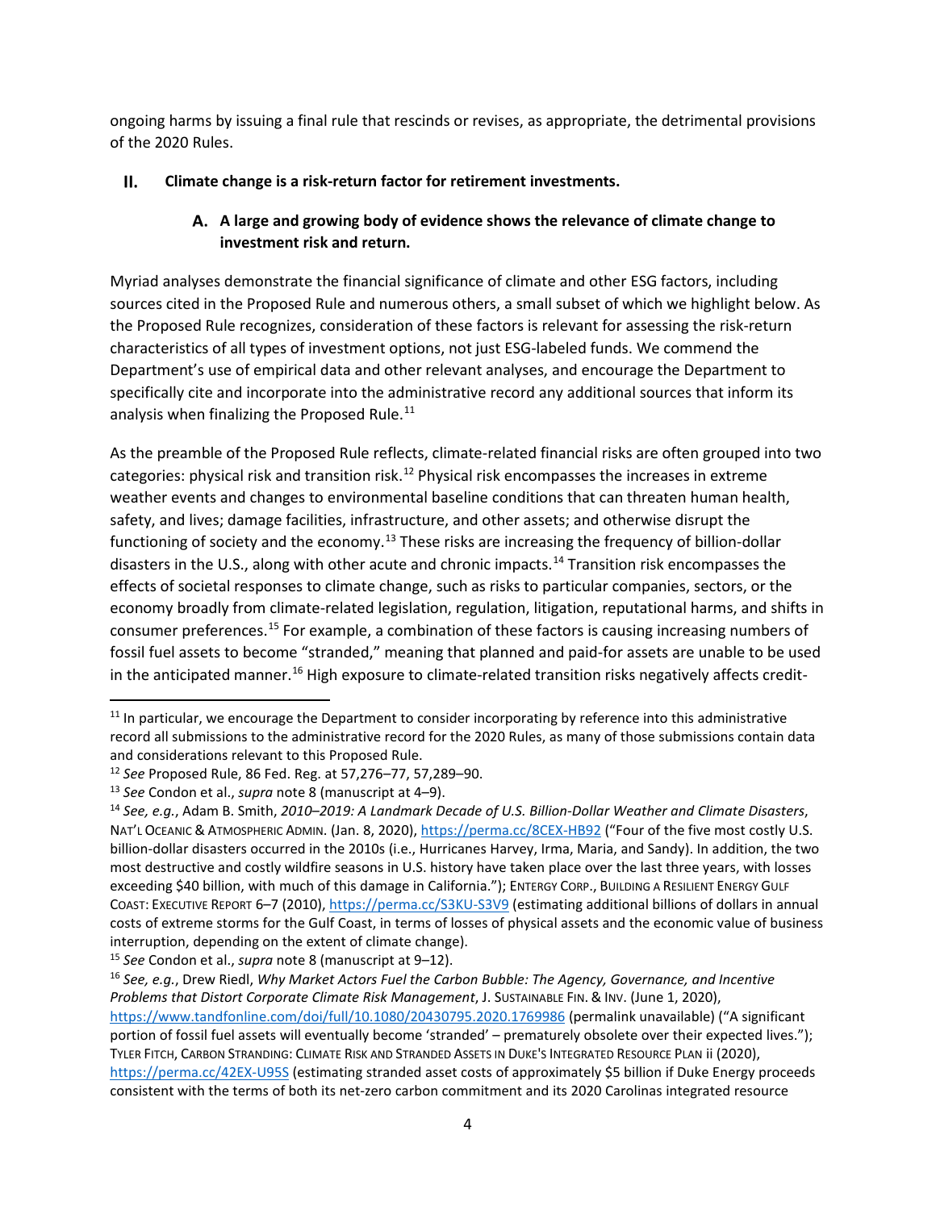ongoing harms by issuing a final rule that rescinds or revises, as appropriate, the detrimental provisions of the 2020 Rules.

## II. Climate change is a risk-return factor for retirement investments.

### A. A large and growing body of evidence shows the relevance of climate change to investment risk and return.

Myriad analyses demonstrate the financial significance of climate and other ESG factors, including sources cited in the Proposed Rule and numerous others, a small subset of which we highlight below. As the Proposed Rule recognizes, consideration of these factors is relevant for assessing the risk-return characteristics of all types of investment options, not just ESG-labeled funds. We commend the Department's use of empirical data and other relevant analyses, and encourage the Department to specifically cite and incorporate into the administrative record any additional sources that inform its analysis when finalizing the Proposed Rule.[11]

As the preamble of the Proposed Rule reflects, climate-related financial risks are often grouped into two categories: physical risk and transition risk.[12] Physical risk encompasses the increases in extreme weather events and changes to environmental baseline conditions that can threaten human health, safety, and lives; damage facilities, infrastructure, and other assets; and otherwise disrupt the functioning of society and the economy.[13] These risks are increasing the frequency of billion-dollar disasters in the U.S., along with other acute and chronic impacts.[14] Transition risk encompasses the effects of societal responses to climate change, such as risks to particular companies, sectors, or the economy broadly from climate-related legislation, regulation, litigation, reputational harms, and shifts in consumer preferences.[15] For example, a combination of these factors is causing increasing numbers of fossil fuel assets to become "stranded," meaning that planned and paid-for assets are unable to be used in the anticipated manner.[16] High exposure to climate-related transition risks negatively affects credit-

---

[11] In particular, we encourage the Department to consider incorporating by reference into this administrative record all submissions to the administrative record for the 2020 Rules, as many of those submissions contain data and considerations relevant to this Proposed Rule.

[12] *See* Proposed Rule, 86 Fed. Reg. at 57,276–77, 57,289–90.

[13] *See* Condon et al., *supra* note 8 (manuscript at 4–9).

[14] *See, e.g.*, Adam B. Smith, *2010–2019: A Landmark Decade of U.S. Billion-Dollar Weather and Climate Disasters*, NAT'L OCEANIC & ATMOSPHERIC ADMIN. (Jan. 8, 2020), https://perma.cc/8CEX-HB92 ("Four of the five most costly U.S. billion-dollar disasters occurred in the 2010s (i.e., Hurricanes Harvey, Irma, Maria, and Sandy). In addition, the two most destructive and costly wildfire seasons in U.S. history have taken place over the last three years, with losses exceeding $40 billion, with much of this damage in California."); ENTERGY CORP., BUILDING A RESILIENT ENERGY GULF COAST: EXECUTIVE REPORT 6–7 (2010), https://perma.cc/S3KU-S3V9 (estimating additional billions of dollars in annual costs of extreme storms for the Gulf Coast, in terms of losses of physical assets and the economic value of business interruption, depending on the extent of climate change).

[15] *See* Condon et al., *supra* note 8 (manuscript at 9–12).

[16] *See, e.g.*, Drew Riedl, *Why Market Actors Fuel the Carbon Bubble: The Agency, Governance, and Incentive Problems that Distort Corporate Climate Risk Management*, J. SUSTAINABLE FIN. & INV. (June 1, 2020), https://www.tandfonline.com/doi/full/10.1080/20430795.2020.1769986 (permalink unavailable) ("A significant portion of fossil fuel assets will eventually become 'stranded' – prematurely obsolete over their expected lives."); TYLER FITCH, CARBON STRANDING: CLIMATE RISK AND STRANDED ASSETS IN DUKE'S INTEGRATED RESOURCE PLAN ii (2020), https://perma.cc/42EX-U95S (estimating stranded asset costs of approximately $5 billion if Duke Energy proceeds consistent with the terms of both its net-zero carbon commitment and its 2020 Carolinas integrated resource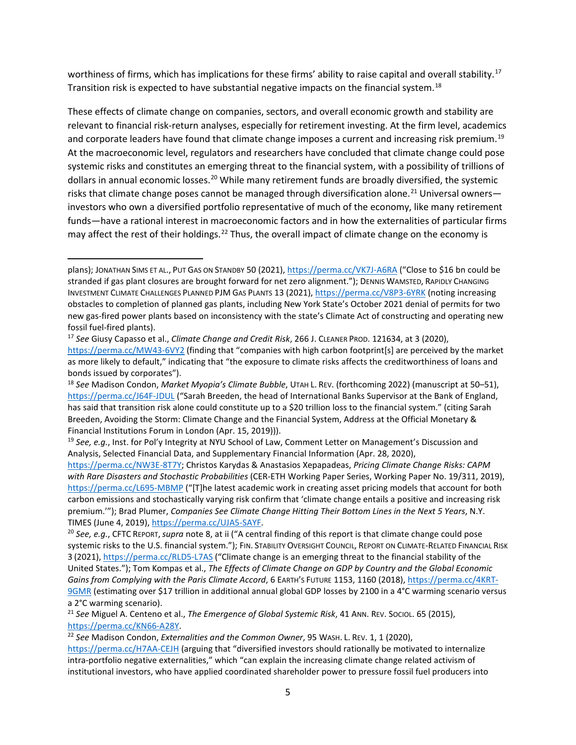worthiness of firms, which has implications for these firms' ability to raise capital and overall stability.[17] Transition risk is expected to have substantial negative impacts on the financial system.[18]

These effects of climate change on companies, sectors, and overall economic growth and stability are relevant to financial risk-return analyses, especially for retirement investing. At the firm level, academics and corporate leaders have found that climate change imposes a current and increasing risk premium.[19] At the macroeconomic level, regulators and researchers have concluded that climate change could pose systemic risks and constitutes an emerging threat to the financial system, with a possibility of trillions of dollars in annual economic losses.[20] While many retirement funds are broadly diversified, the systemic risks that climate change poses cannot be managed through diversification alone.[21] Universal owners—investors who own a diversified portfolio representative of much of the economy, like many retirement funds—have a rational interest in macroeconomic factors and in how the externalities of particular firms may affect the rest of their holdings.[22] Thus, the overall impact of climate change on the economy is

---

plans); JONATHAN SIMS ET AL., PUT GAS ON STANDBY 50 (2021), https://perma.cc/VK7J-A6RA ("Close to $16 bn could be stranded if gas plant closures are brought forward for net zero alignment."); DENNIS WAMSTED, RAPIDLY CHANGING INVESTMENT CLIMATE CHALLENGES PLANNED PJM GAS PLANTS 13 (2021), https://perma.cc/V8P3-6YRK (noting increasing obstacles to completion of planned gas plants, including New York State's October 2021 denial of permits for two new gas-fired power plants based on inconsistency with the state's Climate Act of constructing and operating new fossil fuel-fired plants).

[17] *See* Giusy Capasso et al., *Climate Change and Credit Risk*, 266 J. CLEANER PROD. 121634, at 3 (2020), https://perma.cc/MW43-6VY2 (finding that "companies with high carbon footprint[s] are perceived by the market as more likely to default," indicating that "the exposure to climate risks affects the creditworthiness of loans and bonds issued by corporates").

[18] *See* Madison Condon, *Market Myopia's Climate Bubble*, UTAH L. REV. (forthcoming 2022) (manuscript at 50–51), https://perma.cc/J64F-JDUL ("Sarah Breeden, the head of International Banks Supervisor at the Bank of England, has said that transition risk alone could constitute up to a $20 trillion loss to the financial system." (citing Sarah Breeden, Avoiding the Storm: Climate Change and the Financial System, Address at the Official Monetary & Financial Institutions Forum in London (Apr. 15, 2019))).

[19] *See, e.g.*, Inst. for Pol'y Integrity at NYU School of Law, Comment Letter on Management's Discussion and Analysis, Selected Financial Data, and Supplementary Financial Information (Apr. 28, 2020), https://perma.cc/NW3E-8T7Y; Christos Karydas & Anastasios Xepapadeas, *Pricing Climate Change Risks: CAPM with Rare Disasters and Stochastic Probabilities* (CER-ETH Working Paper Series, Working Paper No. 19/311, 2019), https://perma.cc/L695-MBMP ("[T]he latest academic work in creating asset pricing models that account for both carbon emissions and stochastically varying risk confirm that 'climate change entails a positive and increasing risk premium.'"); Brad Plumer, *Companies See Climate Change Hitting Their Bottom Lines in the Next 5 Years*, N.Y. TIMES (June 4, 2019), https://perma.cc/UJA5-SAYF.

[20] *See, e.g.*, CFTC REPORT, *supra* note 8, at ii ("A central finding of this report is that climate change could pose systemic risks to the U.S. financial system."); FIN. STABILITY OVERSIGHT COUNCIL, REPORT ON CLIMATE-RELATED FINANCIAL RISK 3 (2021), https://perma.cc/RLD5-L7AS ("Climate change is an emerging threat to the financial stability of the United States."); Tom Kompas et al., *The Effects of Climate Change on GDP by Country and the Global Economic Gains from Complying with the Paris Climate Accord*, 6 EARTH'S FUTURE 1153, 1160 (2018), https://perma.cc/4KRT-9GMR (estimating over $17 trillion in additional annual global GDP losses by 2100 in a 4°C warming scenario versus a 2°C warming scenario).

[21] *See* Miguel A. Centeno et al., *The Emergence of Global Systemic Risk*, 41 ANN. REV. SOCIOL. 65 (2015), https://perma.cc/KN66-A28Y.

[22] *See* Madison Condon, *Externalities and the Common Owner*, 95 WASH. L. REV. 1, 1 (2020), https://perma.cc/H7AA-CEJH (arguing that "diversified investors should rationally be motivated to internalize intra-portfolio negative externalities," which "can explain the increasing climate change related activism of institutional investors, who have applied coordinated shareholder power to pressure fossil fuel producers into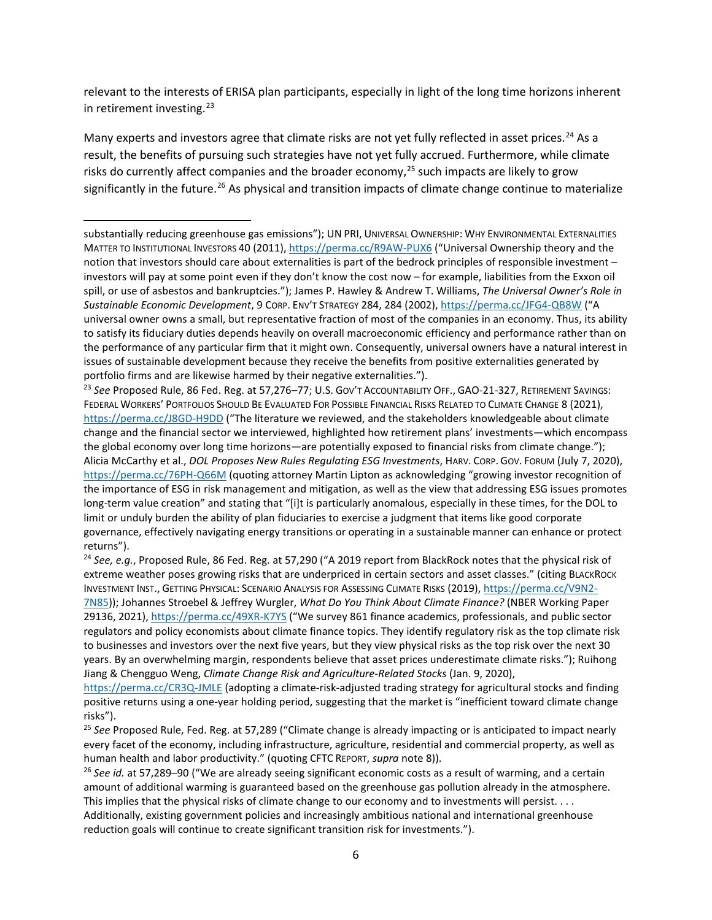relevant to the interests of ERISA plan participants, especially in light of the long time horizons inherent in retirement investing.[23]

Many experts and investors agree that climate risks are not yet fully reflected in asset prices.[24] As a result, the benefits of pursuing such strategies have not yet fully accrued. Furthermore, while climate risks do currently affect companies and the broader economy,[25] such impacts are likely to grow significantly in the future.[26] As physical and transition impacts of climate change continue to materialize

---

substantially reducing greenhouse gas emissions"); UN PRI, UNIVERSAL OWNERSHIP: WHY ENVIRONMENTAL EXTERNALITIES MATTER TO INSTITUTIONAL INVESTORS 40 (2011), https://perma.cc/R9AW-PUX6 ("Universal Ownership theory and the notion that investors should care about externalities is part of the bedrock principles of responsible investment – investors will pay at some point even if they don't know the cost now – for example, liabilities from the Exxon oil spill, or use of asbestos and bankruptcies."); James P. Hawley & Andrew T. Williams, *The Universal Owner's Role in Sustainable Economic Development*, 9 CORP. ENV'T STRATEGY 284, 284 (2002), https://perma.cc/JFG4-QB8W ("A universal owner owns a small, but representative fraction of most of the companies in an economy. Thus, its ability to satisfy its fiduciary duties depends heavily on overall macroeconomic efficiency and performance rather than on the performance of any particular firm that it might own. Consequently, universal owners have a natural interest in issues of sustainable development because they receive the benefits from positive externalities generated by portfolio firms and are likewise harmed by their negative externalities.").

[23] *See* Proposed Rule, 86 Fed. Reg. at 57,276–77; U.S. GOV'T ACCOUNTABILITY OFF., GAO-21-327, RETIREMENT SAVINGS: FEDERAL WORKERS' PORTFOLIOS SHOULD BE EVALUATED FOR POSSIBLE FINANCIAL RISKS RELATED TO CLIMATE CHANGE 8 (2021), https://perma.cc/J8GD-H9DD ("The literature we reviewed, and the stakeholders knowledgeable about climate change and the financial sector we interviewed, highlighted how retirement plans' investments—which encompass the global economy over long time horizons—are potentially exposed to financial risks from climate change."); Alicia McCarthy et al., *DOL Proposes New Rules Regulating ESG Investments*, HARV. CORP. GOV. FORUM (July 7, 2020), https://perma.cc/76PH-Q66M (quoting attorney Martin Lipton as acknowledging "growing investor recognition of the importance of ESG in risk management and mitigation, as well as the view that addressing ESG issues promotes long-term value creation" and stating that "[i]t is particularly anomalous, especially in these times, for the DOL to limit or unduly burden the ability of plan fiduciaries to exercise a judgment that items like good corporate governance, effectively navigating energy transitions or operating in a sustainable manner can enhance or protect returns").

[24] *See, e.g.*, Proposed Rule, 86 Fed. Reg. at 57,290 ("A 2019 report from BlackRock notes that the physical risk of extreme weather poses growing risks that are underpriced in certain sectors and asset classes." (citing BLACKROCK INVESTMENT INST., GETTING PHYSICAL: SCENARIO ANALYSIS FOR ASSESSING CLIMATE RISKS (2019), https://perma.cc/V9N2-7N85)); Johannes Stroebel & Jeffrey Wurgler, *What Do You Think About Climate Finance?* (NBER Working Paper 29136, 2021), https://perma.cc/49XR-K7YS ("We survey 861 finance academics, professionals, and public sector regulators and policy economists about climate finance topics. They identify regulatory risk as the top climate risk to businesses and investors over the next five years, but they view physical risks as the top risk over the next 30 years. By an overwhelming margin, respondents believe that asset prices underestimate climate risks."); Ruihong Jiang & Chengguo Weng, *Climate Change Risk and Agriculture-Related Stocks* (Jan. 9, 2020), https://perma.cc/CR3Q-JMLE (adopting a climate-risk-adjusted trading strategy for agricultural stocks and finding positive returns using a one-year holding period, suggesting that the market is "inefficient toward climate change risks").

[25] *See* Proposed Rule, Fed. Reg. at 57,289 ("Climate change is already impacting or is anticipated to impact nearly every facet of the economy, including infrastructure, agriculture, residential and commercial property, as well as human health and labor productivity." (quoting CFTC REPORT, *supra* note 8)).

[26] *See id.* at 57,289–90 ("We are already seeing significant economic costs as a result of warming, and a certain amount of additional warming is guaranteed based on the greenhouse gas pollution already in the atmosphere. This implies that the physical risks of climate change to our economy and to investments will persist. . . . Additionally, existing government policies and increasingly ambitious national and international greenhouse reduction goals will continue to create significant transition risk for investments.").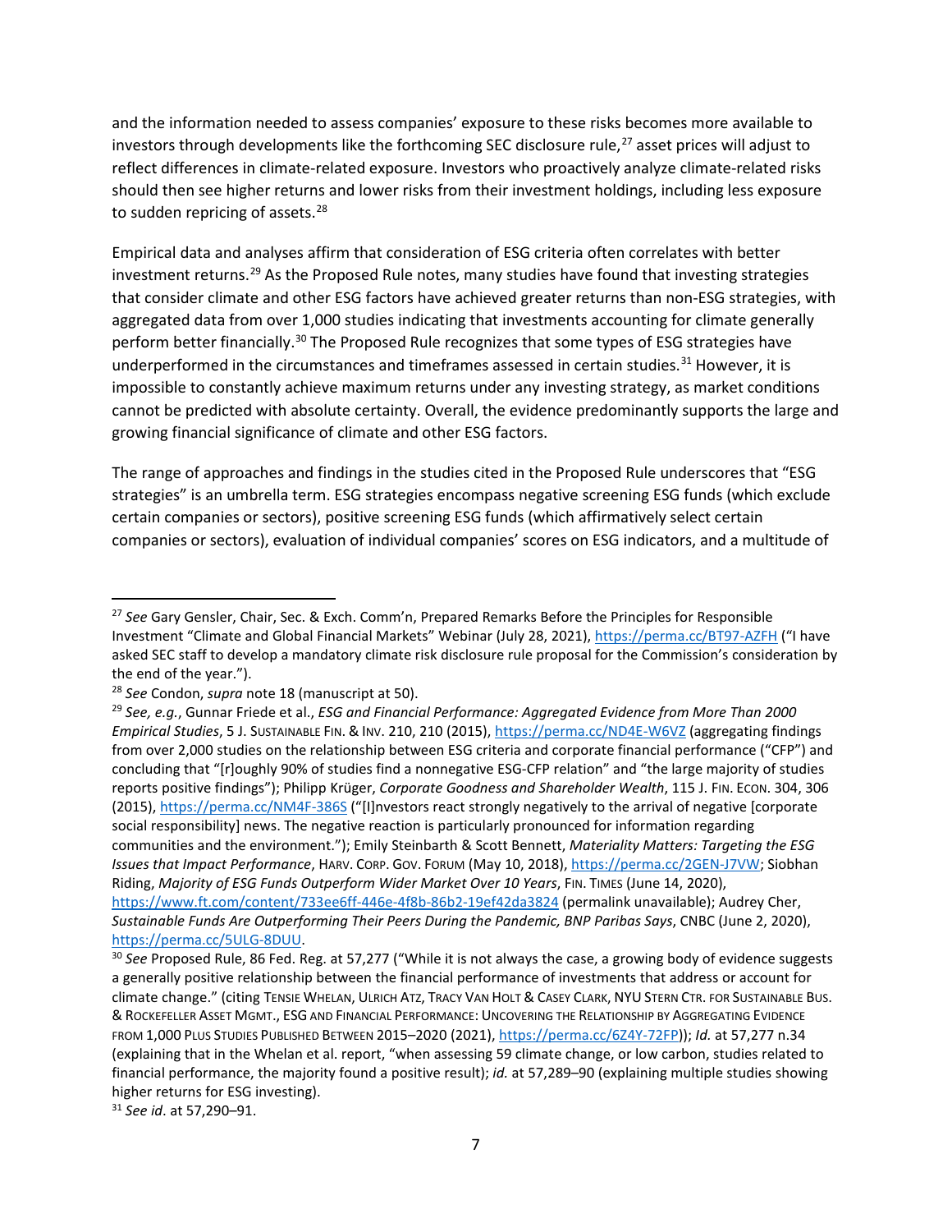and the information needed to assess companies' exposure to these risks becomes more available to investors through developments like the forthcoming SEC disclosure rule,[27] asset prices will adjust to reflect differences in climate-related exposure. Investors who proactively analyze climate-related risks should then see higher returns and lower risks from their investment holdings, including less exposure to sudden repricing of assets.[28]

Empirical data and analyses affirm that consideration of ESG criteria often correlates with better investment returns.[29] As the Proposed Rule notes, many studies have found that investing strategies that consider climate and other ESG factors have achieved greater returns than non-ESG strategies, with aggregated data from over 1,000 studies indicating that investments accounting for climate generally perform better financially.[30] The Proposed Rule recognizes that some types of ESG strategies have underperformed in the circumstances and timeframes assessed in certain studies.[31] However, it is impossible to constantly achieve maximum returns under any investing strategy, as market conditions cannot be predicted with absolute certainty. Overall, the evidence predominantly supports the large and growing financial significance of climate and other ESG factors.

The range of approaches and findings in the studies cited in the Proposed Rule underscores that "ESG strategies" is an umbrella term. ESG strategies encompass negative screening ESG funds (which exclude certain companies or sectors), positive screening ESG funds (which affirmatively select certain companies or sectors), evaluation of individual companies' scores on ESG indicators, and a multitude of

---

[27] *See* Gary Gensler, Chair, Sec. & Exch. Comm'n, Prepared Remarks Before the Principles for Responsible Investment "Climate and Global Financial Markets" Webinar (July 28, 2021), https://perma.cc/BT97-AZFH ("I have asked SEC staff to develop a mandatory climate risk disclosure rule proposal for the Commission's consideration by the end of the year.").

[28] *See* Condon, *supra* note 18 (manuscript at 50).

[29] *See, e.g.*, Gunnar Friede et al., *ESG and Financial Performance: Aggregated Evidence from More Than 2000 Empirical Studies*, 5 J. SUSTAINABLE FIN. & INV. 210, 210 (2015), https://perma.cc/ND4E-W6VZ (aggregating findings from over 2,000 studies on the relationship between ESG criteria and corporate financial performance ("CFP") and concluding that "[r]oughly 90% of studies find a nonnegative ESG-CFP relation" and "the large majority of studies reports positive findings"); Philipp Krüger, *Corporate Goodness and Shareholder Wealth*, 115 J. FIN. ECON. 304, 306 (2015), https://perma.cc/NM4F-386S ("[I]nvestors react strongly negatively to the arrival of negative [corporate social responsibility] news. The negative reaction is particularly pronounced for information regarding communities and the environment."); Emily Steinbarth & Scott Bennett, *Materiality Matters: Targeting the ESG Issues that Impact Performance*, HARV. CORP. GOV. FORUM (May 10, 2018), https://perma.cc/2GEN-J7VW; Siobhan Riding, *Majority of ESG Funds Outperform Wider Market Over 10 Years*, FIN. TIMES (June 14, 2020), https://www.ft.com/content/733ee6ff-446e-4f8b-86b2-19ef42da3824 (permalink unavailable); Audrey Cher, *Sustainable Funds Are Outperforming Their Peers During the Pandemic, BNP Paribas Says*, CNBC (June 2, 2020), https://perma.cc/5ULG-8DUU.

[30] *See* Proposed Rule, 86 Fed. Reg. at 57,277 ("While it is not always the case, a growing body of evidence suggests a generally positive relationship between the financial performance of investments that address or account for climate change." (citing TENSIE WHELAN, ULRICH ATZ, TRACY VAN HOLT & CASEY CLARK, NYU STERN CTR. FOR SUSTAINABLE BUS. & ROCKEFELLER ASSET MGMT., ESG AND FINANCIAL PERFORMANCE: UNCOVERING THE RELATIONSHIP BY AGGREGATING EVIDENCE FROM 1,000 PLUS STUDIES PUBLISHED BETWEEN 2015–2020 (2021), https://perma.cc/6Z4Y-72FP)); *Id.* at 57,277 n.34 (explaining that in the Whelan et al. report, "when assessing 59 climate change, or low carbon, studies related to financial performance, the majority found a positive result); *id.* at 57,289–90 (explaining multiple studies showing higher returns for ESG investing).

[31] *See id*. at 57,290–91.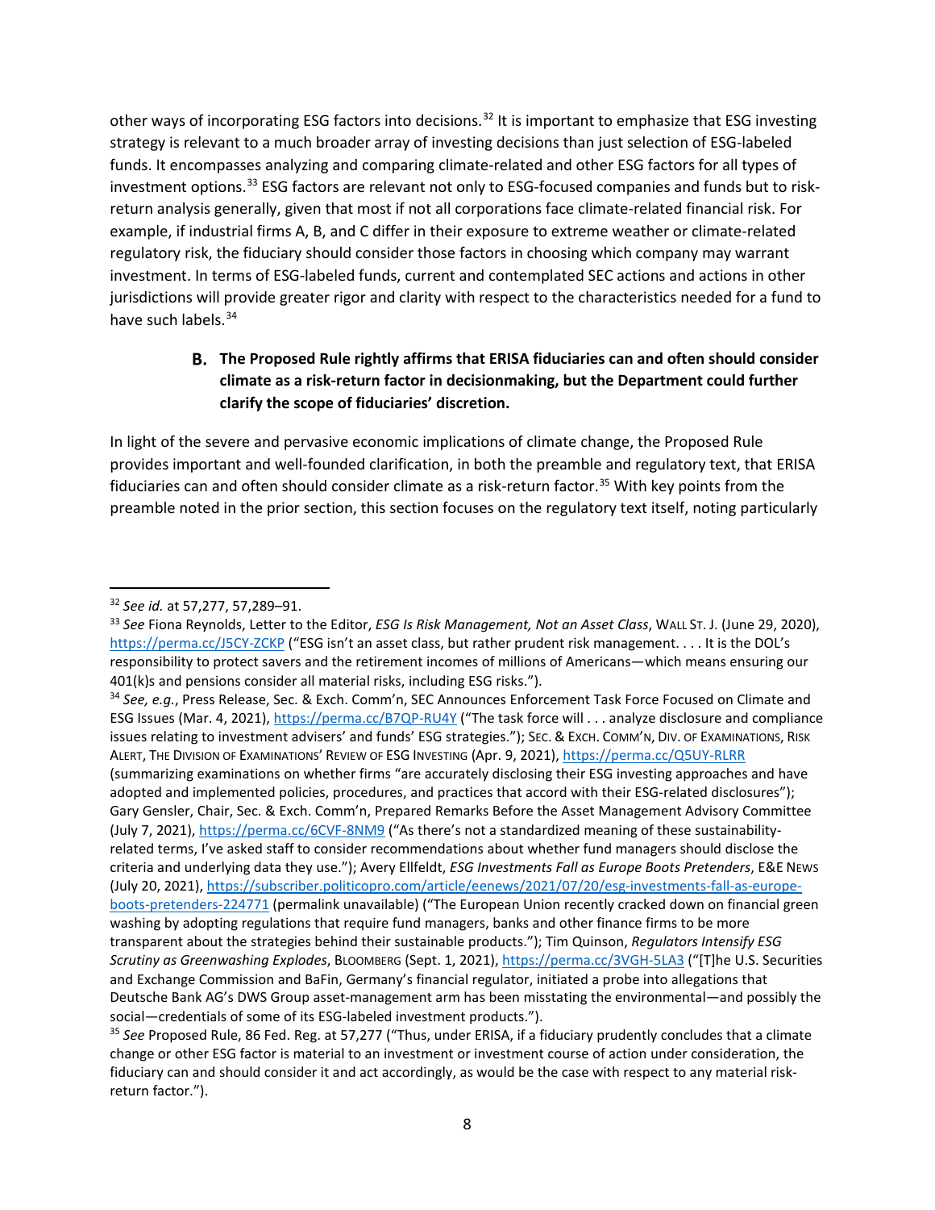other ways of incorporating ESG factors into decisions.[32] It is important to emphasize that ESG investing strategy is relevant to a much broader array of investing decisions than just selection of ESG-labeled funds. It encompasses analyzing and comparing climate-related and other ESG factors for all types of investment options.[33] ESG factors are relevant not only to ESG-focused companies and funds but to risk-return analysis generally, given that most if not all corporations face climate-related financial risk. For example, if industrial firms A, B, and C differ in their exposure to extreme weather or climate-related regulatory risk, the fiduciary should consider those factors in choosing which company may warrant investment. In terms of ESG-labeled funds, current and contemplated SEC actions and actions in other jurisdictions will provide greater rigor and clarity with respect to the characteristics needed for a fund to have such labels.[34]

### B. The Proposed Rule rightly affirms that ERISA fiduciaries can and often should consider climate as a risk-return factor in decisionmaking, but the Department could further clarify the scope of fiduciaries' discretion.

In light of the severe and pervasive economic implications of climate change, the Proposed Rule provides important and well-founded clarification, in both the preamble and regulatory text, that ERISA fiduciaries can and often should consider climate as a risk-return factor.[35] With key points from the preamble noted in the prior section, this section focuses on the regulatory text itself, noting particularly

---

[32] *See id.* at 57,277, 57,289–91.

[33] *See* Fiona Reynolds, Letter to the Editor, *ESG Is Risk Management, Not an Asset Class*, WALL ST. J. (June 29, 2020), https://perma.cc/J5CY-ZCKP ("ESG isn't an asset class, but rather prudent risk management. . . . It is the DOL's responsibility to protect savers and the retirement incomes of millions of Americans—which means ensuring our 401(k)s and pensions consider all material risks, including ESG risks.").

[34] *See, e.g.*, Press Release, Sec. & Exch. Comm'n, SEC Announces Enforcement Task Force Focused on Climate and ESG Issues (Mar. 4, 2021), https://perma.cc/B7QP-RU4Y ("The task force will . . . analyze disclosure and compliance issues relating to investment advisers' and funds' ESG strategies."); SEC. & EXCH. COMM'N, DIV. OF EXAMINATIONS, RISK ALERT, THE DIVISION OF EXAMINATIONS' REVIEW OF ESG INVESTING (Apr. 9, 2021), https://perma.cc/Q5UY-RLRR (summarizing examinations on whether firms "are accurately disclosing their ESG investing approaches and have adopted and implemented policies, procedures, and practices that accord with their ESG-related disclosures"); Gary Gensler, Chair, Sec. & Exch. Comm'n, Prepared Remarks Before the Asset Management Advisory Committee (July 7, 2021), https://perma.cc/6CVF-8NM9 ("As there's not a standardized meaning of these sustainability-related terms, I've asked staff to consider recommendations about whether fund managers should disclose the criteria and underlying data they use."); Avery Ellfeldt, *ESG Investments Fall as Europe Boots Pretenders*, E&E NEWS (July 20, 2021), https://subscriber.politicopro.com/article/eenews/2021/07/20/esg-investments-fall-as-europe-boots-pretenders-224771 (permalink unavailable) ("The European Union recently cracked down on financial green washing by adopting regulations that require fund managers, banks and other finance firms to be more transparent about the strategies behind their sustainable products."); Tim Quinson, *Regulators Intensify ESG Scrutiny as Greenwashing Explodes*, BLOOMBERG (Sept. 1, 2021), https://perma.cc/3VGH-5LA3 ("[T]he U.S. Securities and Exchange Commission and BaFin, Germany's financial regulator, initiated a probe into allegations that Deutsche Bank AG's DWS Group asset-management arm has been misstating the environmental—and possibly the social—credentials of some of its ESG-labeled investment products.").

[35] *See* Proposed Rule, 86 Fed. Reg. at 57,277 ("Thus, under ERISA, if a fiduciary prudently concludes that a climate change or other ESG factor is material to an investment or investment course of action under consideration, the fiduciary can and should consider it and act accordingly, as would be the case with respect to any material risk-return factor.").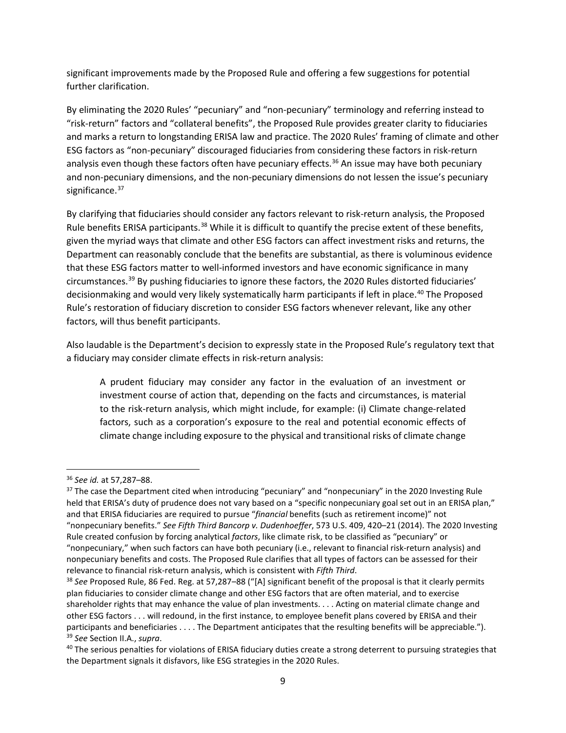significant improvements made by the Proposed Rule and offering a few suggestions for potential further clarification.

By eliminating the 2020 Rules' "pecuniary" and "non-pecuniary" terminology and referring instead to "risk-return" factors and "collateral benefits", the Proposed Rule provides greater clarity to fiduciaries and marks a return to longstanding ERISA law and practice. The 2020 Rules' framing of climate and other ESG factors as "non-pecuniary" discouraged fiduciaries from considering these factors in risk-return analysis even though these factors often have pecuniary effects.[36] An issue may have both pecuniary and non-pecuniary dimensions, and the non-pecuniary dimensions do not lessen the issue's pecuniary significance.[37]

By clarifying that fiduciaries should consider any factors relevant to risk-return analysis, the Proposed Rule benefits ERISA participants.[38] While it is difficult to quantify the precise extent of these benefits, given the myriad ways that climate and other ESG factors can affect investment risks and returns, the Department can reasonably conclude that the benefits are substantial, as there is voluminous evidence that these ESG factors matter to well-informed investors and have economic significance in many circumstances.[39] By pushing fiduciaries to ignore these factors, the 2020 Rules distorted fiduciaries' decisionmaking and would very likely systematically harm participants if left in place.[40] The Proposed Rule's restoration of fiduciary discretion to consider ESG factors whenever relevant, like any other factors, will thus benefit participants.

Also laudable is the Department's decision to expressly state in the Proposed Rule's regulatory text that a fiduciary may consider climate effects in risk-return analysis:

> A prudent fiduciary may consider any factor in the evaluation of an investment or investment course of action that, depending on the facts and circumstances, is material to the risk-return analysis, which might include, for example: (i) Climate change-related factors, such as a corporation's exposure to the real and potential economic effects of climate change including exposure to the physical and transitional risks of climate change

---

[36] *See id.* at 57,287–88.

[37] The case the Department cited when introducing "pecuniary" and "nonpecuniary" in the 2020 Investing Rule held that ERISA's duty of prudence does not vary based on a "specific nonpecuniary goal set out in an ERISA plan," and that ERISA fiduciaries are required to pursue "*financial* benefits (such as retirement income)" not "nonpecuniary benefits." *See Fifth Third Bancorp v. Dudenhoeffer*, 573 U.S. 409, 420–21 (2014). The 2020 Investing Rule created confusion by forcing analytical *factors*, like climate risk, to be classified as "pecuniary" or "nonpecuniary," when such factors can have both pecuniary (i.e., relevant to financial risk-return analysis) and nonpecuniary benefits and costs. The Proposed Rule clarifies that all types of factors can be assessed for their relevance to financial risk-return analysis, which is consistent with *Fifth Third*.

[38] *See* Proposed Rule, 86 Fed. Reg. at 57,287–88 ("[A] significant benefit of the proposal is that it clearly permits plan fiduciaries to consider climate change and other ESG factors that are often material, and to exercise shareholder rights that may enhance the value of plan investments. . . . Acting on material climate change and other ESG factors . . . will redound, in the first instance, to employee benefit plans covered by ERISA and their participants and beneficiaries . . . . The Department anticipates that the resulting benefits will be appreciable.").

[39] *See* Section II.A., *supra*.

[40] The serious penalties for violations of ERISA fiduciary duties create a strong deterrent to pursuing strategies that the Department signals it disfavors, like ESG strategies in the 2020 Rules.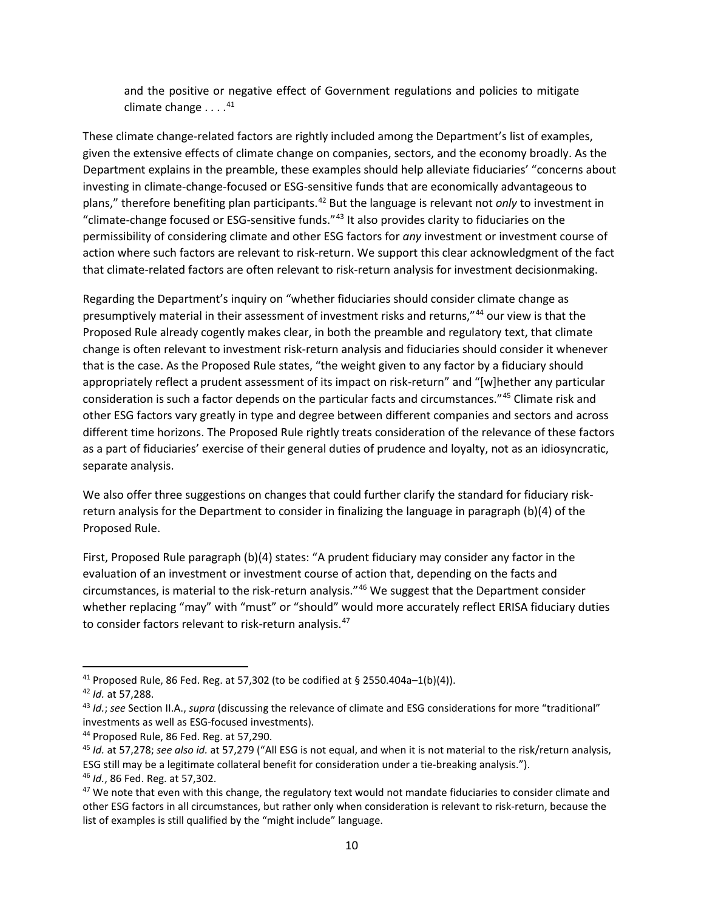> and the positive or negative effect of Government regulations and policies to mitigate climate change . . . .[41]

These climate change-related factors are rightly included among the Department's list of examples, given the extensive effects of climate change on companies, sectors, and the economy broadly. As the Department explains in the preamble, these examples should help alleviate fiduciaries' "concerns about investing in climate-change-focused or ESG-sensitive funds that are economically advantageous to plans," therefore benefiting plan participants.[42] But the language is relevant not *only* to investment in "climate-change focused or ESG-sensitive funds."[43] It also provides clarity to fiduciaries on the permissibility of considering climate and other ESG factors for *any* investment or investment course of action where such factors are relevant to risk-return. We support this clear acknowledgment of the fact that climate-related factors are often relevant to risk-return analysis for investment decisionmaking.

Regarding the Department's inquiry on "whether fiduciaries should consider climate change as presumptively material in their assessment of investment risks and returns,"[44] our view is that the Proposed Rule already cogently makes clear, in both the preamble and regulatory text, that climate change is often relevant to investment risk-return analysis and fiduciaries should consider it whenever that is the case. As the Proposed Rule states, "the weight given to any factor by a fiduciary should appropriately reflect a prudent assessment of its impact on risk-return" and "[w]hether any particular consideration is such a factor depends on the particular facts and circumstances."[45] Climate risk and other ESG factors vary greatly in type and degree between different companies and sectors and across different time horizons. The Proposed Rule rightly treats consideration of the relevance of these factors as a part of fiduciaries' exercise of their general duties of prudence and loyalty, not as an idiosyncratic, separate analysis.

We also offer three suggestions on changes that could further clarify the standard for fiduciary risk-return analysis for the Department to consider in finalizing the language in paragraph (b)(4) of the Proposed Rule.

First, Proposed Rule paragraph (b)(4) states: "A prudent fiduciary may consider any factor in the evaluation of an investment or investment course of action that, depending on the facts and circumstances, is material to the risk-return analysis."[46] We suggest that the Department consider whether replacing "may" with "must" or "should" would more accurately reflect ERISA fiduciary duties to consider factors relevant to risk-return analysis.[47]

---

[41] Proposed Rule, 86 Fed. Reg. at 57,302 (to be codified at § 2550.404a–1(b)(4)).

[42] *Id.* at 57,288.

[43] *Id.*; *see* Section II.A., *supra* (discussing the relevance of climate and ESG considerations for more "traditional" investments as well as ESG-focused investments).

[44] Proposed Rule, 86 Fed. Reg. at 57,290.

[45] *Id.* at 57,278; *see also id.* at 57,279 ("All ESG is not equal, and when it is not material to the risk/return analysis, ESG still may be a legitimate collateral benefit for consideration under a tie-breaking analysis.").

[46] *Id.*, 86 Fed. Reg. at 57,302.

[47] We note that even with this change, the regulatory text would not mandate fiduciaries to consider climate and other ESG factors in all circumstances, but rather only when consideration is relevant to risk-return, because the list of examples is still qualified by the "might include" language.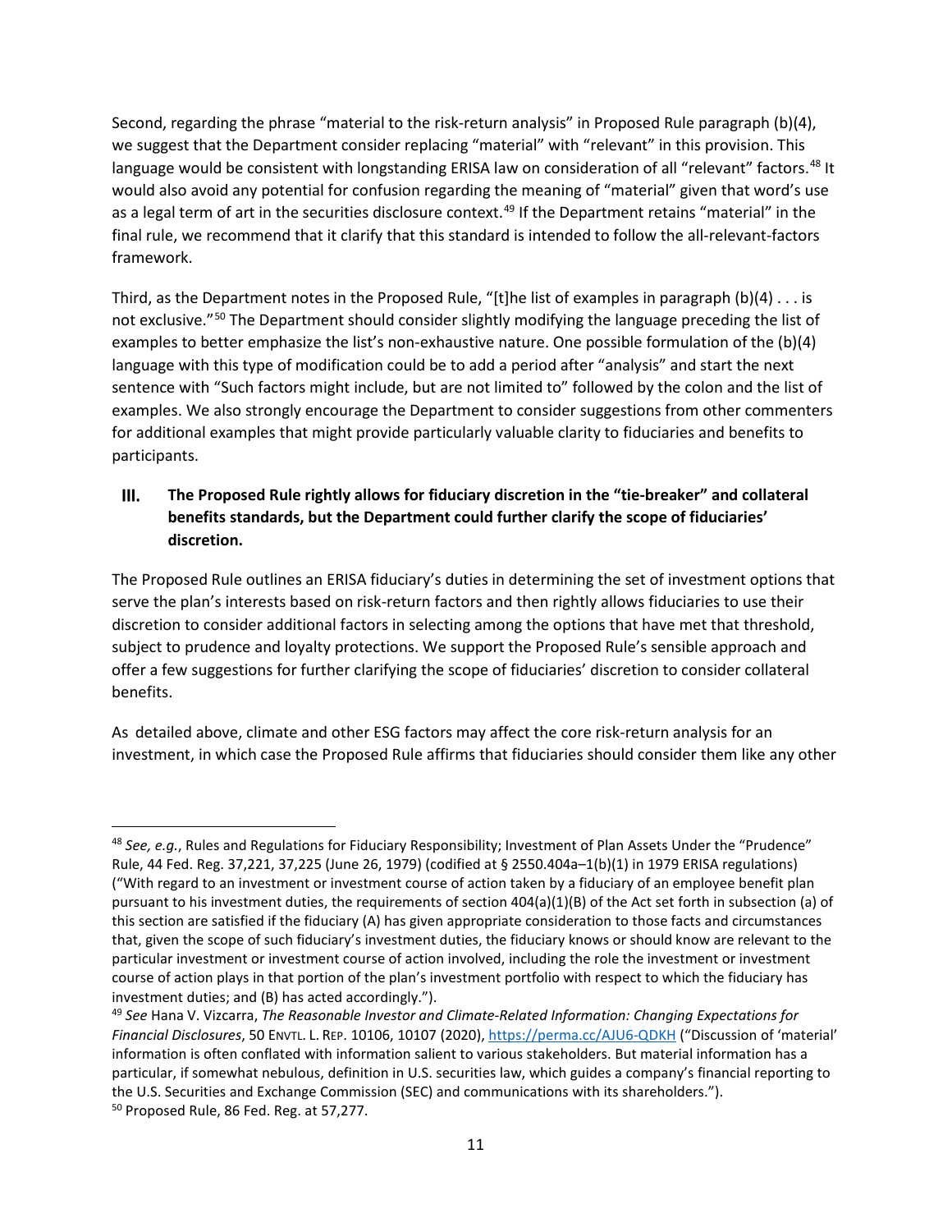Second, regarding the phrase "material to the risk-return analysis" in Proposed Rule paragraph (b)(4), we suggest that the Department consider replacing "material" with "relevant" in this provision. This language would be consistent with longstanding ERISA law on consideration of all "relevant" factors.[48] It would also avoid any potential for confusion regarding the meaning of "material" given that word's use as a legal term of art in the securities disclosure context.[49] If the Department retains "material" in the final rule, we recommend that it clarify that this standard is intended to follow the all-relevant-factors framework.

Third, as the Department notes in the Proposed Rule, "[t]he list of examples in paragraph (b)(4) . . . is not exclusive."[50] The Department should consider slightly modifying the language preceding the list of examples to better emphasize the list's non-exhaustive nature. One possible formulation of the (b)(4) language with this type of modification could be to add a period after "analysis" and start the next sentence with "Such factors might include, but are not limited to" followed by the colon and the list of examples. We also strongly encourage the Department to consider suggestions from other commenters for additional examples that might provide particularly valuable clarity to fiduciaries and benefits to participants.

## III. The Proposed Rule rightly allows for fiduciary discretion in the "tie-breaker" and collateral benefits standards, but the Department could further clarify the scope of fiduciaries' discretion.

The Proposed Rule outlines an ERISA fiduciary's duties in determining the set of investment options that serve the plan's interests based on risk-return factors and then rightly allows fiduciaries to use their discretion to consider additional factors in selecting among the options that have met that threshold, subject to prudence and loyalty protections. We support the Proposed Rule's sensible approach and offer a few suggestions for further clarifying the scope of fiduciaries' discretion to consider collateral benefits.

As detailed above, climate and other ESG factors may affect the core risk-return analysis for an investment, in which case the Proposed Rule affirms that fiduciaries should consider them like any other

---

[48] *See, e.g.*, Rules and Regulations for Fiduciary Responsibility; Investment of Plan Assets Under the "Prudence" Rule, 44 Fed. Reg. 37,221, 37,225 (June 26, 1979) (codified at § 2550.404a–1(b)(1) in 1979 ERISA regulations) ("With regard to an investment or investment course of action taken by a fiduciary of an employee benefit plan pursuant to his investment duties, the requirements of section 404(a)(1)(B) of the Act set forth in subsection (a) of this section are satisfied if the fiduciary (A) has given appropriate consideration to those facts and circumstances that, given the scope of such fiduciary's investment duties, the fiduciary knows or should know are relevant to the particular investment or investment course of action involved, including the role the investment or investment course of action plays in that portion of the plan's investment portfolio with respect to which the fiduciary has investment duties; and (B) has acted accordingly.").

[49] *See* Hana V. Vizcarra, *The Reasonable Investor and Climate-Related Information: Changing Expectations for Financial Disclosures*, 50 ENVTL. L. REP. 10106, 10107 (2020), https://perma.cc/AJU6-QDKH ("Discussion of 'material' information is often conflated with information salient to various stakeholders. But material information has a particular, if somewhat nebulous, definition in U.S. securities law, which guides a company's financial reporting to the U.S. Securities and Exchange Commission (SEC) and communications with its shareholders.").

[50] Proposed Rule, 86 Fed. Reg. at 57,277.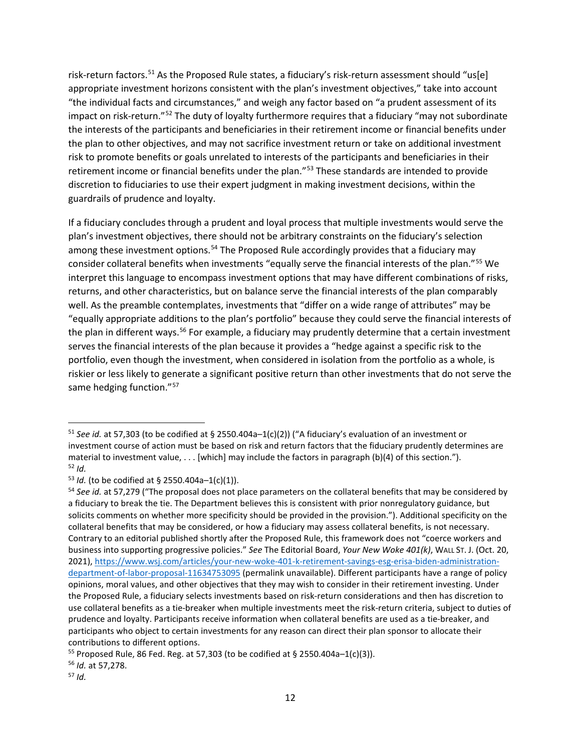risk-return factors.[51] As the Proposed Rule states, a fiduciary's risk-return assessment should "us[e] appropriate investment horizons consistent with the plan's investment objectives," take into account "the individual facts and circumstances," and weigh any factor based on "a prudent assessment of its impact on risk-return."[52] The duty of loyalty furthermore requires that a fiduciary "may not subordinate the interests of the participants and beneficiaries in their retirement income or financial benefits under the plan to other objectives, and may not sacrifice investment return or take on additional investment risk to promote benefits or goals unrelated to interests of the participants and beneficiaries in their retirement income or financial benefits under the plan."[53] These standards are intended to provide discretion to fiduciaries to use their expert judgment in making investment decisions, within the guardrails of prudence and loyalty.

If a fiduciary concludes through a prudent and loyal process that multiple investments would serve the plan's investment objectives, there should not be arbitrary constraints on the fiduciary's selection among these investment options.[54] The Proposed Rule accordingly provides that a fiduciary may consider collateral benefits when investments "equally serve the financial interests of the plan."[55] We interpret this language to encompass investment options that may have different combinations of risks, returns, and other characteristics, but on balance serve the financial interests of the plan comparably well. As the preamble contemplates, investments that "differ on a wide range of attributes" may be "equally appropriate additions to the plan's portfolio" because they could serve the financial interests of the plan in different ways.[56] For example, a fiduciary may prudently determine that a certain investment serves the financial interests of the plan because it provides a "hedge against a specific risk to the portfolio, even though the investment, when considered in isolation from the portfolio as a whole, is riskier or less likely to generate a significant positive return than other investments that do not serve the same hedging function."[57]

---

[51] *See id.* at 57,303 (to be codified at § 2550.404a–1(c)(2)) ("A fiduciary's evaluation of an investment or investment course of action must be based on risk and return factors that the fiduciary prudently determines are material to investment value, . . . [which] may include the factors in paragraph (b)(4) of this section.").

[52] *Id.*

[53] *Id.* (to be codified at § 2550.404a–1(c)(1)).

[54] *See id.* at 57,279 ("The proposal does not place parameters on the collateral benefits that may be considered by a fiduciary to break the tie. The Department believes this is consistent with prior nonregulatory guidance, but solicits comments on whether more specificity should be provided in the provision."). Additional specificity on the collateral benefits that may be considered, or how a fiduciary may assess collateral benefits, is not necessary. Contrary to an editorial published shortly after the Proposed Rule, this framework does not "coerce workers and business into supporting progressive policies." *See* The Editorial Board, *Your New Woke 401(k)*, WALL ST. J. (Oct. 20, 2021), https://www.wsj.com/articles/your-new-woke-401-k-retirement-savings-esg-erisa-biden-administration-department-of-labor-proposal-11634753095 (permalink unavailable). Different participants have a range of policy opinions, moral values, and other objectives that they may wish to consider in their retirement investing. Under the Proposed Rule, a fiduciary selects investments based on risk-return considerations and then has discretion to use collateral benefits as a tie-breaker when multiple investments meet the risk-return criteria, subject to duties of prudence and loyalty. Participants receive information when collateral benefits are used as a tie-breaker, and participants who object to certain investments for any reason can direct their plan sponsor to allocate their contributions to different options.

[55] Proposed Rule, 86 Fed. Reg. at 57,303 (to be codified at § 2550.404a–1(c)(3)).

[56] *Id.* at 57,278.

[57] *Id.*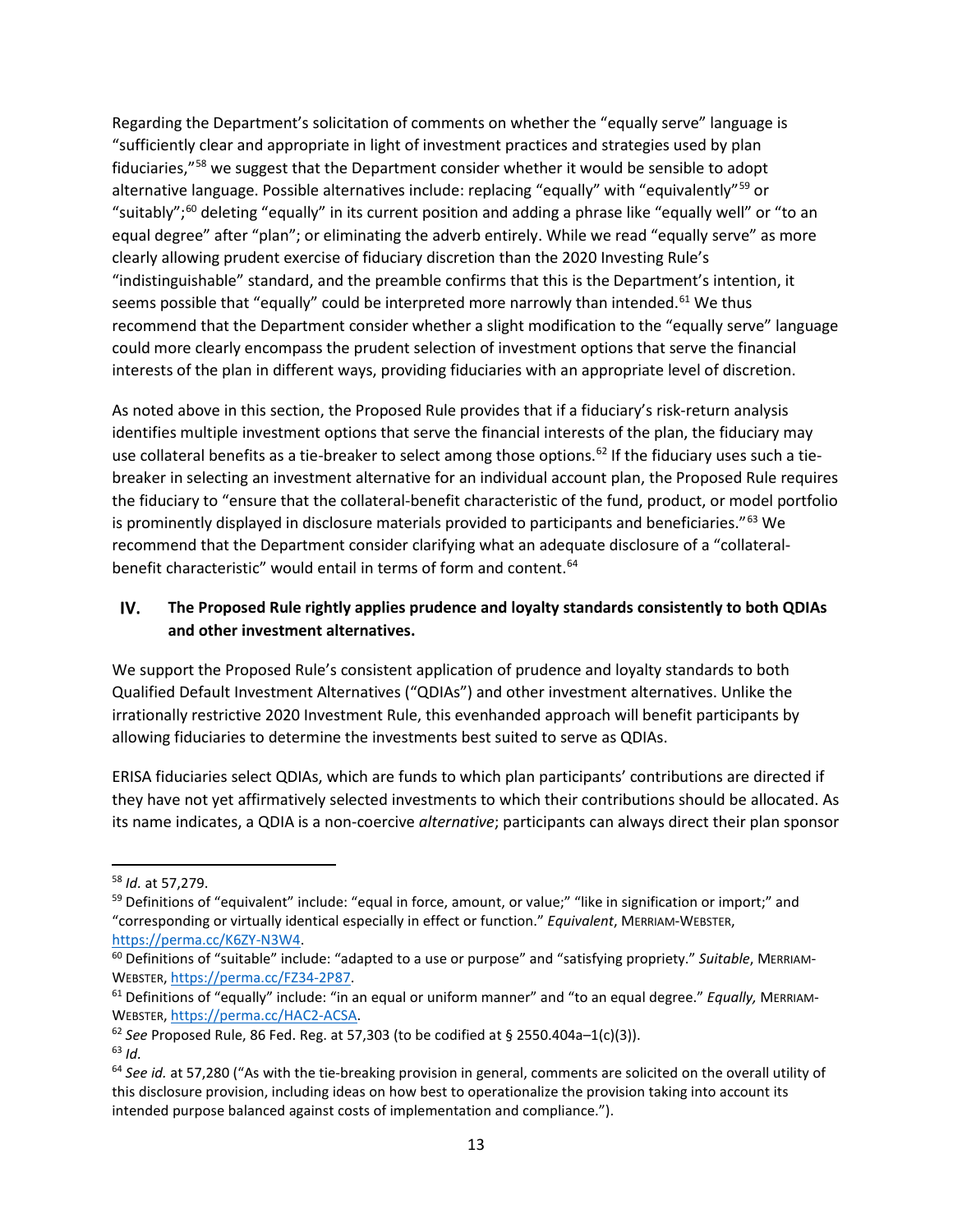Regarding the Department's solicitation of comments on whether the "equally serve" language is "sufficiently clear and appropriate in light of investment practices and strategies used by plan fiduciaries,"[58] we suggest that the Department consider whether it would be sensible to adopt alternative language. Possible alternatives include: replacing "equally" with "equivalently"[59] or "suitably";[60] deleting "equally" in its current position and adding a phrase like "equally well" or "to an equal degree" after "plan"; or eliminating the adverb entirely. While we read "equally serve" as more clearly allowing prudent exercise of fiduciary discretion than the 2020 Investing Rule's "indistinguishable" standard, and the preamble confirms that this is the Department's intention, it seems possible that "equally" could be interpreted more narrowly than intended.[61] We thus recommend that the Department consider whether a slight modification to the "equally serve" language could more clearly encompass the prudent selection of investment options that serve the financial interests of the plan in different ways, providing fiduciaries with an appropriate level of discretion.

As noted above in this section, the Proposed Rule provides that if a fiduciary's risk-return analysis identifies multiple investment options that serve the financial interests of the plan, the fiduciary may use collateral benefits as a tie-breaker to select among those options.[62] If the fiduciary uses such a tie-breaker in selecting an investment alternative for an individual account plan, the Proposed Rule requires the fiduciary to "ensure that the collateral-benefit characteristic of the fund, product, or model portfolio is prominently displayed in disclosure materials provided to participants and beneficiaries."[63] We recommend that the Department consider clarifying what an adequate disclosure of a "collateral-benefit characteristic" would entail in terms of form and content.[64]

## IV. The Proposed Rule rightly applies prudence and loyalty standards consistently to both QDIAs and other investment alternatives.

We support the Proposed Rule's consistent application of prudence and loyalty standards to both Qualified Default Investment Alternatives ("QDIAs") and other investment alternatives. Unlike the irrationally restrictive 2020 Investment Rule, this evenhanded approach will benefit participants by allowing fiduciaries to determine the investments best suited to serve as QDIAs.

ERISA fiduciaries select QDIAs, which are funds to which plan participants' contributions are directed if they have not yet affirmatively selected investments to which their contributions should be allocated. As its name indicates, a QDIA is a non-coercive *alternative*; participants can always direct their plan sponsor

---

[58] *Id.* at 57,279.

[59] Definitions of "equivalent" include: "equal in force, amount, or value;" "like in signification or import;" and "corresponding or virtually identical especially in effect or function." *Equivalent*, MERRIAM-WEBSTER, https://perma.cc/K6ZY-N3W4.

[60] Definitions of "suitable" include: "adapted to a use or purpose" and "satisfying propriety." *Suitable*, MERRIAM-WEBSTER, https://perma.cc/FZ34-2P87.

[61] Definitions of "equally" include: "in an equal or uniform manner" and "to an equal degree." *Equally,* MERRIAM-WEBSTER, https://perma.cc/HAC2-ACSA.

[62] *See* Proposed Rule, 86 Fed. Reg. at 57,303 (to be codified at § 2550.404a–1(c)(3)).

[63] *Id.*

[64] *See id.* at 57,280 ("As with the tie-breaking provision in general, comments are solicited on the overall utility of this disclosure provision, including ideas on how best to operationalize the provision taking into account its intended purpose balanced against costs of implementation and compliance.").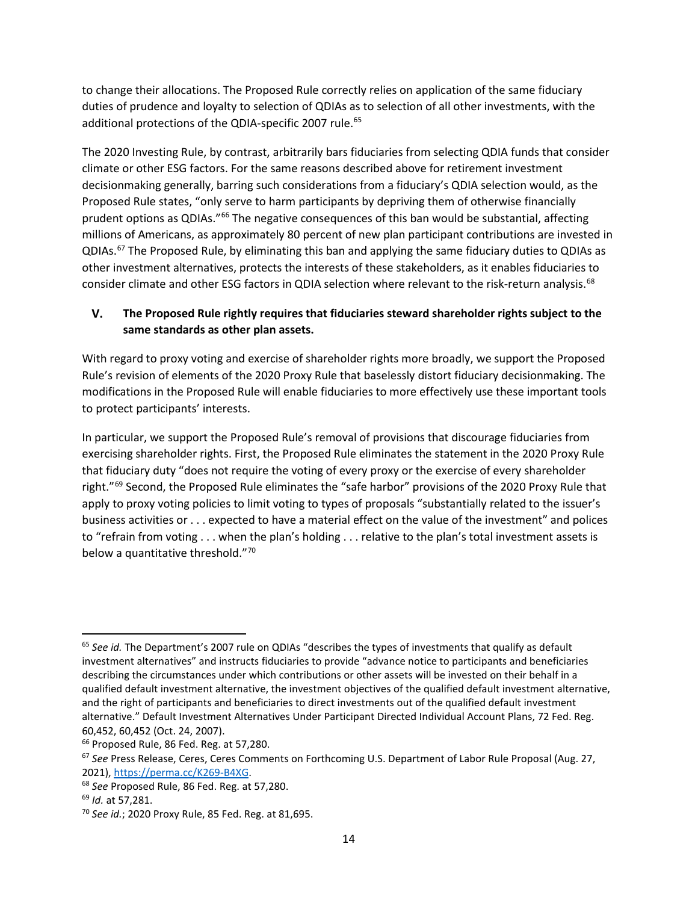to change their allocations. The Proposed Rule correctly relies on application of the same fiduciary duties of prudence and loyalty to selection of QDIAs as to selection of all other investments, with the additional protections of the QDIA-specific 2007 rule.[65]

The 2020 Investing Rule, by contrast, arbitrarily bars fiduciaries from selecting QDIA funds that consider climate or other ESG factors. For the same reasons described above for retirement investment decisionmaking generally, barring such considerations from a fiduciary's QDIA selection would, as the Proposed Rule states, "only serve to harm participants by depriving them of otherwise financially prudent options as QDIAs."[66] The negative consequences of this ban would be substantial, affecting millions of Americans, as approximately 80 percent of new plan participant contributions are invested in QDIAs.[67] The Proposed Rule, by eliminating this ban and applying the same fiduciary duties to QDIAs as other investment alternatives, protects the interests of these stakeholders, as it enables fiduciaries to consider climate and other ESG factors in QDIA selection where relevant to the risk-return analysis.[68]

## V. The Proposed Rule rightly requires that fiduciaries steward shareholder rights subject to the same standards as other plan assets.

With regard to proxy voting and exercise of shareholder rights more broadly, we support the Proposed Rule's revision of elements of the 2020 Proxy Rule that baselessly distort fiduciary decisionmaking. The modifications in the Proposed Rule will enable fiduciaries to more effectively use these important tools to protect participants' interests.

In particular, we support the Proposed Rule's removal of provisions that discourage fiduciaries from exercising shareholder rights. First, the Proposed Rule eliminates the statement in the 2020 Proxy Rule that fiduciary duty "does not require the voting of every proxy or the exercise of every shareholder right."[69] Second, the Proposed Rule eliminates the "safe harbor" provisions of the 2020 Proxy Rule that apply to proxy voting policies to limit voting to types of proposals "substantially related to the issuer's business activities or . . . expected to have a material effect on the value of the investment" and polices to "refrain from voting . . . when the plan's holding . . . relative to the plan's total investment assets is below a quantitative threshold."[70]

---

[65] *See id.* The Department's 2007 rule on QDIAs "describes the types of investments that qualify as default investment alternatives" and instructs fiduciaries to provide "advance notice to participants and beneficiaries describing the circumstances under which contributions or other assets will be invested on their behalf in a qualified default investment alternative, the investment objectives of the qualified default investment alternative, and the right of participants and beneficiaries to direct investments out of the qualified default investment alternative." Default Investment Alternatives Under Participant Directed Individual Account Plans, 72 Fed. Reg. 60,452, 60,452 (Oct. 24, 2007).

[66] Proposed Rule, 86 Fed. Reg. at 57,280.

[67] *See* Press Release, Ceres, Ceres Comments on Forthcoming U.S. Department of Labor Rule Proposal (Aug. 27, 2021), https://perma.cc/K269-B4XG.

[68] *See* Proposed Rule, 86 Fed. Reg. at 57,280.

[69] *Id.* at 57,281.

[70] *See id.*; 2020 Proxy Rule, 85 Fed. Reg. at 81,695.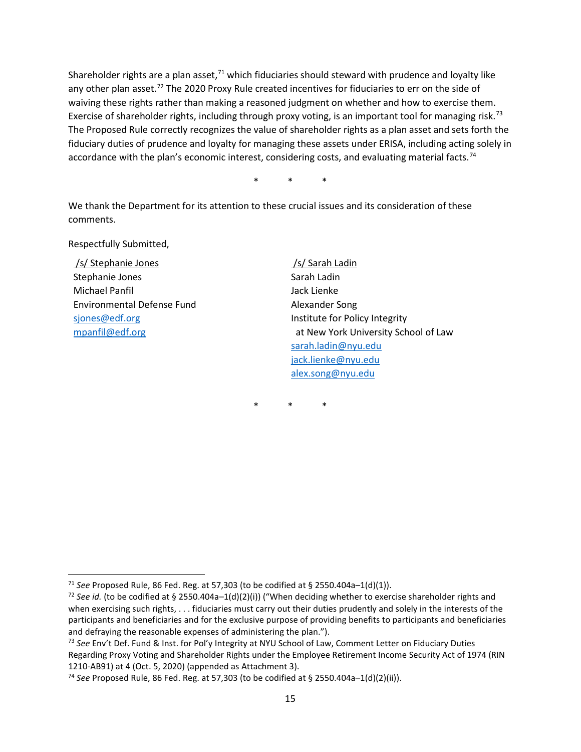Shareholder rights are a plan asset,[71] which fiduciaries should steward with prudence and loyalty like any other plan asset.[72] The 2020 Proxy Rule created incentives for fiduciaries to err on the side of waiving these rights rather than making a reasoned judgment on whether and how to exercise them. Exercise of shareholder rights, including through proxy voting, is an important tool for managing risk.[73] The Proposed Rule correctly recognizes the value of shareholder rights as a plan asset and sets forth the fiduciary duties of prudence and loyalty for managing these assets under ERISA, including acting solely in accordance with the plan's economic interest, considering costs, and evaluating material facts.[74]

\* \* \*

We thank the Department for its attention to these crucial issues and its consideration of these comments.

Respectfully Submitted,

/s/ Stephanie Jones
Stephanie Jones
Michael Panfil
Environmental Defense Fund
sjones@edf.org
mpanfil@edf.org

/s/ Sarah Ladin
Sarah Ladin
Jack Lienke
Alexander Song
Institute for Policy Integrity
at New York University School of Law
sarah.ladin@nyu.edu
jack.lienke@nyu.edu
alex.song@nyu.edu

\* \* \*

---

[71] *See* Proposed Rule, 86 Fed. Reg. at 57,303 (to be codified at § 2550.404a–1(d)(1)).

[72] *See id.* (to be codified at § 2550.404a–1(d)(2)(i)) ("When deciding whether to exercise shareholder rights and when exercising such rights, . . . fiduciaries must carry out their duties prudently and solely in the interests of the participants and beneficiaries and for the exclusive purpose of providing benefits to participants and beneficiaries and defraying the reasonable expenses of administering the plan.").

[73] *See* Env't Def. Fund & Inst. for Pol'y Integrity at NYU School of Law, Comment Letter on Fiduciary Duties Regarding Proxy Voting and Shareholder Rights under the Employee Retirement Income Security Act of 1974 (RIN 1210-AB91) at 4 (Oct. 5, 2020) (appended as Attachment 3).

[74] *See* Proposed Rule, 86 Fed. Reg. at 57,303 (to be codified at § 2550.404a–1(d)(2)(ii)).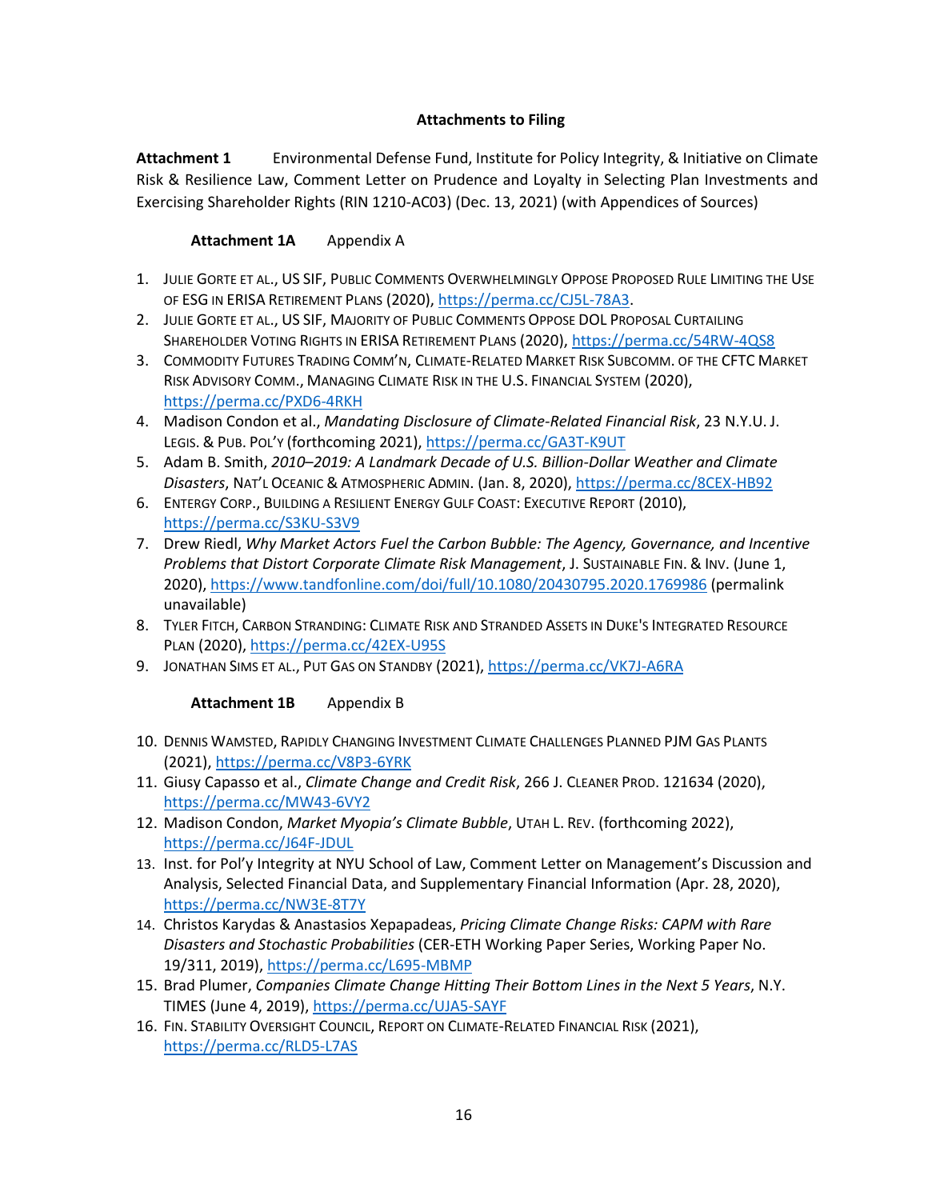**Attachments to Filing**

**Attachment 1** Environmental Defense Fund, Institute for Policy Integrity, & Initiative on Climate Risk & Resilience Law, Comment Letter on Prudence and Loyalty in Selecting Plan Investments and Exercising Shareholder Rights (RIN 1210-AC03) (Dec. 13, 2021) (with Appendices of Sources)

**Attachment 1A** Appendix A

1. JULIE GORTE ET AL., US SIF, PUBLIC COMMENTS OVERWHELMINGLY OPPOSE PROPOSED RULE LIMITING THE USE OF ESG IN ERISA RETIREMENT PLANS (2020), https://perma.cc/CJ5L-78A3.
2. JULIE GORTE ET AL., US SIF, MAJORITY OF PUBLIC COMMENTS OPPOSE DOL PROPOSAL CURTAILING SHAREHOLDER VOTING RIGHTS IN ERISA RETIREMENT PLANS (2020), https://perma.cc/54RW-4QS8
3. COMMODITY FUTURES TRADING COMM'N, CLIMATE-RELATED MARKET RISK SUBCOMM. OF THE CFTC MARKET RISK ADVISORY COMM., MANAGING CLIMATE RISK IN THE U.S. FINANCIAL SYSTEM (2020), https://perma.cc/PXD6-4RKH
4. Madison Condon et al., *Mandating Disclosure of Climate-Related Financial Risk*, 23 N.Y.U. J. LEGIS. & PUB. POL'Y (forthcoming 2021), https://perma.cc/GA3T-K9UT
5. Adam B. Smith, *2010–2019: A Landmark Decade of U.S. Billion-Dollar Weather and Climate Disasters*, NAT'L OCEANIC & ATMOSPHERIC ADMIN. (Jan. 8, 2020), https://perma.cc/8CEX-HB92
6. ENTERGY CORP., BUILDING A RESILIENT ENERGY GULF COAST: EXECUTIVE REPORT (2010), https://perma.cc/S3KU-S3V9
7. Drew Riedl, *Why Market Actors Fuel the Carbon Bubble: The Agency, Governance, and Incentive Problems that Distort Corporate Climate Risk Management*, J. SUSTAINABLE FIN. & INV. (June 1, 2020), https://www.tandfonline.com/doi/full/10.1080/20430795.2020.1769986 (permalink unavailable)
8. TYLER FITCH, CARBON STRANDING: CLIMATE RISK AND STRANDED ASSETS IN DUKE'S INTEGRATED RESOURCE PLAN (2020), https://perma.cc/42EX-U95S
9. JONATHAN SIMS ET AL., PUT GAS ON STANDBY (2021), https://perma.cc/VK7J-A6RA

**Attachment 1B** Appendix B

10. DENNIS WAMSTED, RAPIDLY CHANGING INVESTMENT CLIMATE CHALLENGES PLANNED PJM GAS PLANTS (2021), https://perma.cc/V8P3-6YRK
11. Giusy Capasso et al., *Climate Change and Credit Risk*, 266 J. CLEANER PROD. 121634 (2020), https://perma.cc/MW43-6VY2
12. Madison Condon, *Market Myopia's Climate Bubble*, UTAH L. REV. (forthcoming 2022), https://perma.cc/J64F-JDUL
13. Inst. for Pol'y Integrity at NYU School of Law, Comment Letter on Management's Discussion and Analysis, Selected Financial Data, and Supplementary Financial Information (Apr. 28, 2020), https://perma.cc/NW3E-8T7Y
14. Christos Karydas & Anastasios Xepapadeas, *Pricing Climate Change Risks: CAPM with Rare Disasters and Stochastic Probabilities* (CER-ETH Working Paper Series, Working Paper No. 19/311, 2019), https://perma.cc/L695-MBMP
15. Brad Plumer, *Companies Climate Change Hitting Their Bottom Lines in the Next 5 Years*, N.Y. TIMES (June 4, 2019), https://perma.cc/UJA5-SAYF
16. FIN. STABILITY OVERSIGHT COUNCIL, REPORT ON CLIMATE-RELATED FINANCIAL RISK (2021), https://perma.cc/RLD5-L7AS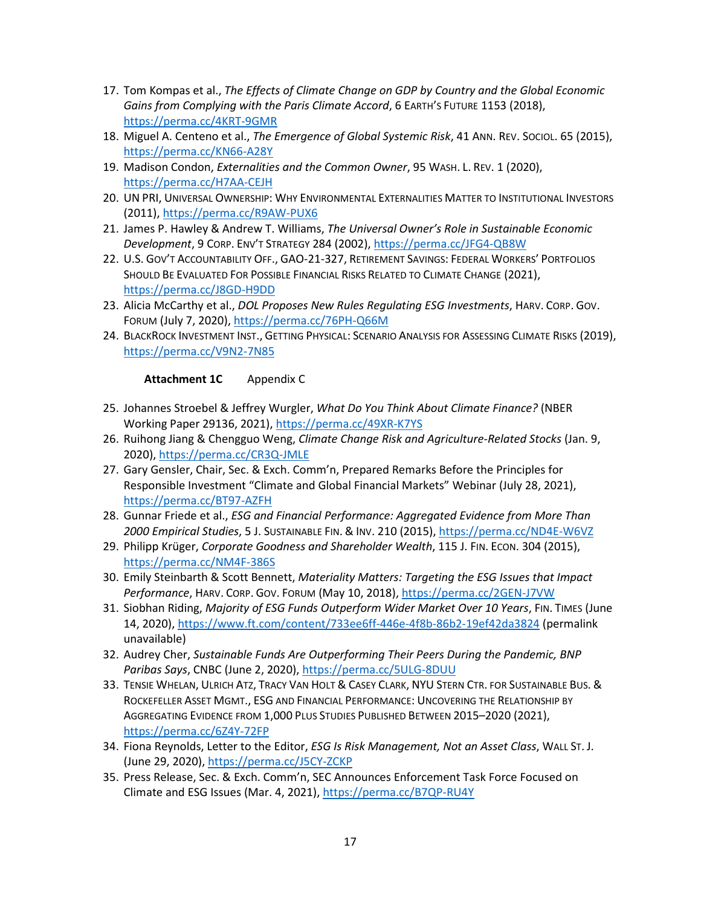17. Tom Kompas et al., *The Effects of Climate Change on GDP by Country and the Global Economic Gains from Complying with the Paris Climate Accord*, 6 EARTH'S FUTURE 1153 (2018), https://perma.cc/4KRT-9GMR
18. Miguel A. Centeno et al., *The Emergence of Global Systemic Risk*, 41 ANN. REV. SOCIOL. 65 (2015), https://perma.cc/KN66-A28Y
19. Madison Condon, *Externalities and the Common Owner*, 95 WASH. L. REV. 1 (2020), https://perma.cc/H7AA-CEJH
20. UN PRI, UNIVERSAL OWNERSHIP: WHY ENVIRONMENTAL EXTERNALITIES MATTER TO INSTITUTIONAL INVESTORS (2011), https://perma.cc/R9AW-PUX6
21. James P. Hawley & Andrew T. Williams, *The Universal Owner's Role in Sustainable Economic Development*, 9 CORP. ENV'T STRATEGY 284 (2002), https://perma.cc/JFG4-QB8W
22. U.S. GOV'T ACCOUNTABILITY OFF., GAO-21-327, RETIREMENT SAVINGS: FEDERAL WORKERS' PORTFOLIOS SHOULD BE EVALUATED FOR POSSIBLE FINANCIAL RISKS RELATED TO CLIMATE CHANGE (2021), https://perma.cc/J8GD-H9DD
23. Alicia McCarthy et al., *DOL Proposes New Rules Regulating ESG Investments*, HARV. CORP. GOV. FORUM (July 7, 2020), https://perma.cc/76PH-Q66M
24. BLACKROCK INVESTMENT INST., GETTING PHYSICAL: SCENARIO ANALYSIS FOR ASSESSING CLIMATE RISKS (2019), https://perma.cc/V9N2-7N85

**Attachment 1C** Appendix C

25. Johannes Stroebel & Jeffrey Wurgler, *What Do You Think About Climate Finance?* (NBER Working Paper 29136, 2021), https://perma.cc/49XR-K7YS
26. Ruihong Jiang & Chengguo Weng, *Climate Change Risk and Agriculture-Related Stocks* (Jan. 9, 2020), https://perma.cc/CR3Q-JMLE
27. Gary Gensler, Chair, Sec. & Exch. Comm'n, Prepared Remarks Before the Principles for Responsible Investment "Climate and Global Financial Markets" Webinar (July 28, 2021), https://perma.cc/BT97-AZFH
28. Gunnar Friede et al., *ESG and Financial Performance: Aggregated Evidence from More Than 2000 Empirical Studies*, 5 J. SUSTAINABLE FIN. & INV. 210 (2015), https://perma.cc/ND4E-W6VZ
29. Philipp Krüger, *Corporate Goodness and Shareholder Wealth*, 115 J. FIN. ECON. 304 (2015), https://perma.cc/NM4F-386S
30. Emily Steinbarth & Scott Bennett, *Materiality Matters: Targeting the ESG Issues that Impact Performance*, HARV. CORP. GOV. FORUM (May 10, 2018), https://perma.cc/2GEN-J7VW
31. Siobhan Riding, *Majority of ESG Funds Outperform Wider Market Over 10 Years*, FIN. TIMES (June 14, 2020), https://www.ft.com/content/733ee6ff-446e-4f8b-86b2-19ef42da3824 (permalink unavailable)
32. Audrey Cher, *Sustainable Funds Are Outperforming Their Peers During the Pandemic, BNP Paribas Says*, CNBC (June 2, 2020), https://perma.cc/5ULG-8DUU
33. TENSIE WHELAN, ULRICH ATZ, TRACY VAN HOLT & CASEY CLARK, NYU STERN CTR. FOR SUSTAINABLE BUS. & ROCKEFELLER ASSET MGMT., ESG AND FINANCIAL PERFORMANCE: UNCOVERING THE RELATIONSHIP BY AGGREGATING EVIDENCE FROM 1,000 PLUS STUDIES PUBLISHED BETWEEN 2015–2020 (2021), https://perma.cc/6Z4Y-72FP
34. Fiona Reynolds, Letter to the Editor, *ESG Is Risk Management, Not an Asset Class*, WALL ST. J. (June 29, 2020), https://perma.cc/J5CY-ZCKP
35. Press Release, Sec. & Exch. Comm'n, SEC Announces Enforcement Task Force Focused on Climate and ESG Issues (Mar. 4, 2021), https://perma.cc/B7QP-RU4Y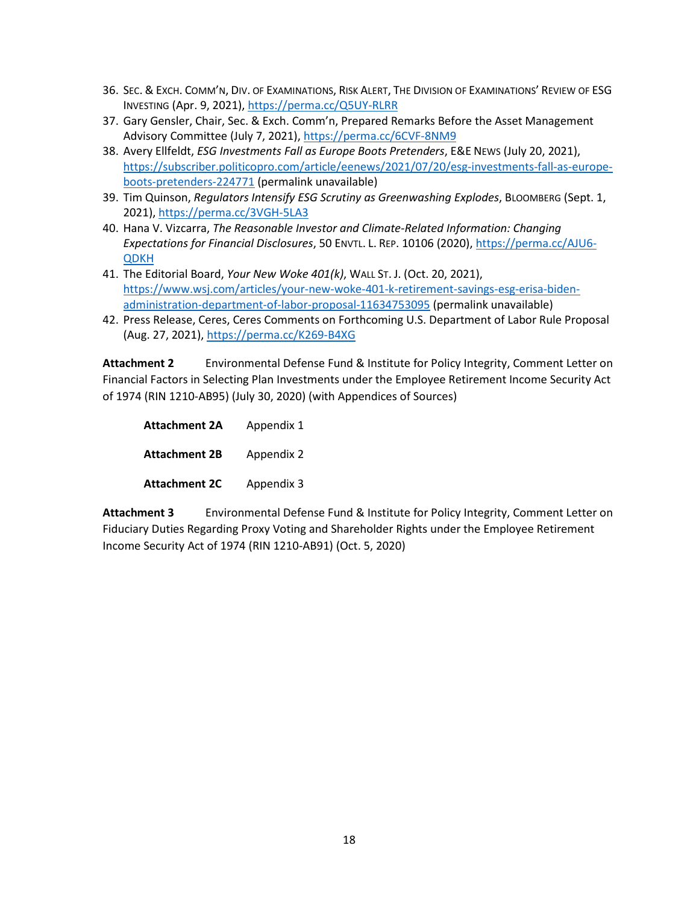36. SEC. & EXCH. COMM'N, DIV. OF EXAMINATIONS, RISK ALERT, THE DIVISION OF EXAMINATIONS' REVIEW OF ESG INVESTING (Apr. 9, 2021), https://perma.cc/Q5UY-RLRR
37. Gary Gensler, Chair, Sec. & Exch. Comm'n, Prepared Remarks Before the Asset Management Advisory Committee (July 7, 2021), https://perma.cc/6CVF-8NM9
38. Avery Ellfeldt, *ESG Investments Fall as Europe Boots Pretenders*, E&E NEWS (July 20, 2021), https://subscriber.politicopro.com/article/eenews/2021/07/20/esg-investments-fall-as-europe-boots-pretenders-224771 (permalink unavailable)
39. Tim Quinson, *Regulators Intensify ESG Scrutiny as Greenwashing Explodes*, BLOOMBERG (Sept. 1, 2021), https://perma.cc/3VGH-5LA3
40. Hana V. Vizcarra, *The Reasonable Investor and Climate-Related Information: Changing Expectations for Financial Disclosures*, 50 ENVTL. L. REP. 10106 (2020), https://perma.cc/AJU6-QDKH
41. The Editorial Board, *Your New Woke 401(k)*, WALL ST. J. (Oct. 20, 2021), https://www.wsj.com/articles/your-new-woke-401-k-retirement-savings-esg-erisa-biden-administration-department-of-labor-proposal-11634753095 (permalink unavailable)
42. Press Release, Ceres, Ceres Comments on Forthcoming U.S. Department of Labor Rule Proposal (Aug. 27, 2021), https://perma.cc/K269-B4XG

**Attachment 2** Environmental Defense Fund & Institute for Policy Integrity, Comment Letter on Financial Factors in Selecting Plan Investments under the Employee Retirement Income Security Act of 1974 (RIN 1210-AB95) (July 30, 2020) (with Appendices of Sources)

**Attachment 2A** Appendix 1

**Attachment 2B** Appendix 2

**Attachment 2C** Appendix 3

**Attachment 3** Environmental Defense Fund & Institute for Policy Integrity, Comment Letter on Fiduciary Duties Regarding Proxy Voting and Shareholder Rights under the Employee Retirement Income Security Act of 1974 (RIN 1210-AB91) (Oct. 5, 2020)